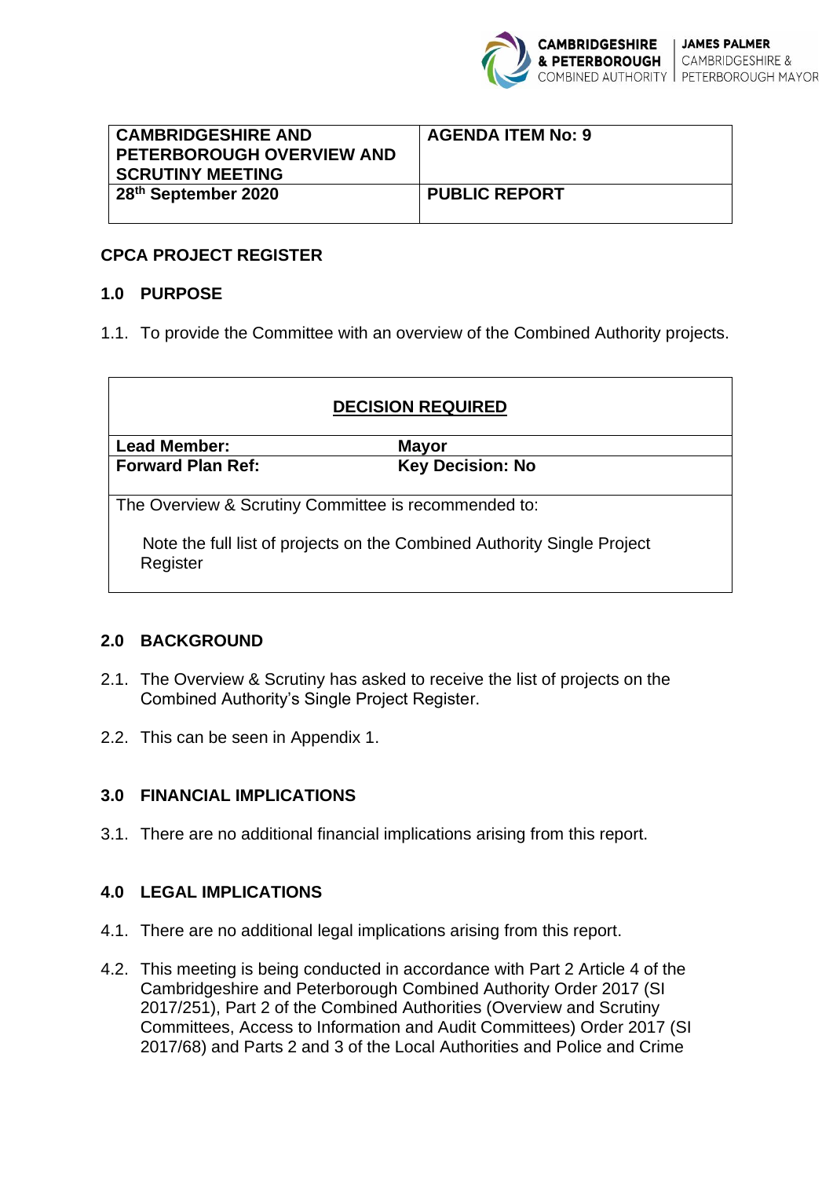| CAMBRIDGESHIRE AND PETERBOROUGH OVERVIEW AND SCRUTINY MEETING | AGENDA ITEM No: 9 |
| --- | --- |
| 28th September 2020 | PUBLIC REPORT |

**CPCA PROJECT REGISTER**

## 1.0 PURPOSE

1.1. To provide the Committee with an overview of the Combined Authority projects.

| **DECISION REQUIRED** | |
| --- | --- |
| **Lead Member:** | **Mayor** |
| **Forward Plan Ref:** | **Key Decision: No** |
| The Overview & Scrutiny Committee is recommended to: <br><br> Note the full list of projects on the Combined Authority Single Project Register | |

## 2.0 BACKGROUND

2.1. The Overview & Scrutiny has asked to receive the list of projects on the Combined Authority's Single Project Register.

2.2. This can be seen in Appendix 1.

## 3.0 FINANCIAL IMPLICATIONS

3.1. There are no additional financial implications arising from this report.

## 4.0 LEGAL IMPLICATIONS

4.1. There are no additional legal implications arising from this report.

4.2. This meeting is being conducted in accordance with Part 2 Article 4 of the Cambridgeshire and Peterborough Combined Authority Order 2017 (SI 2017/251), Part 2 of the Combined Authorities (Overview and Scrutiny Committees, Access to Information and Audit Committees) Order 2017 (SI 2017/68) and Parts 2 and 3 of the Local Authorities and Police and Crime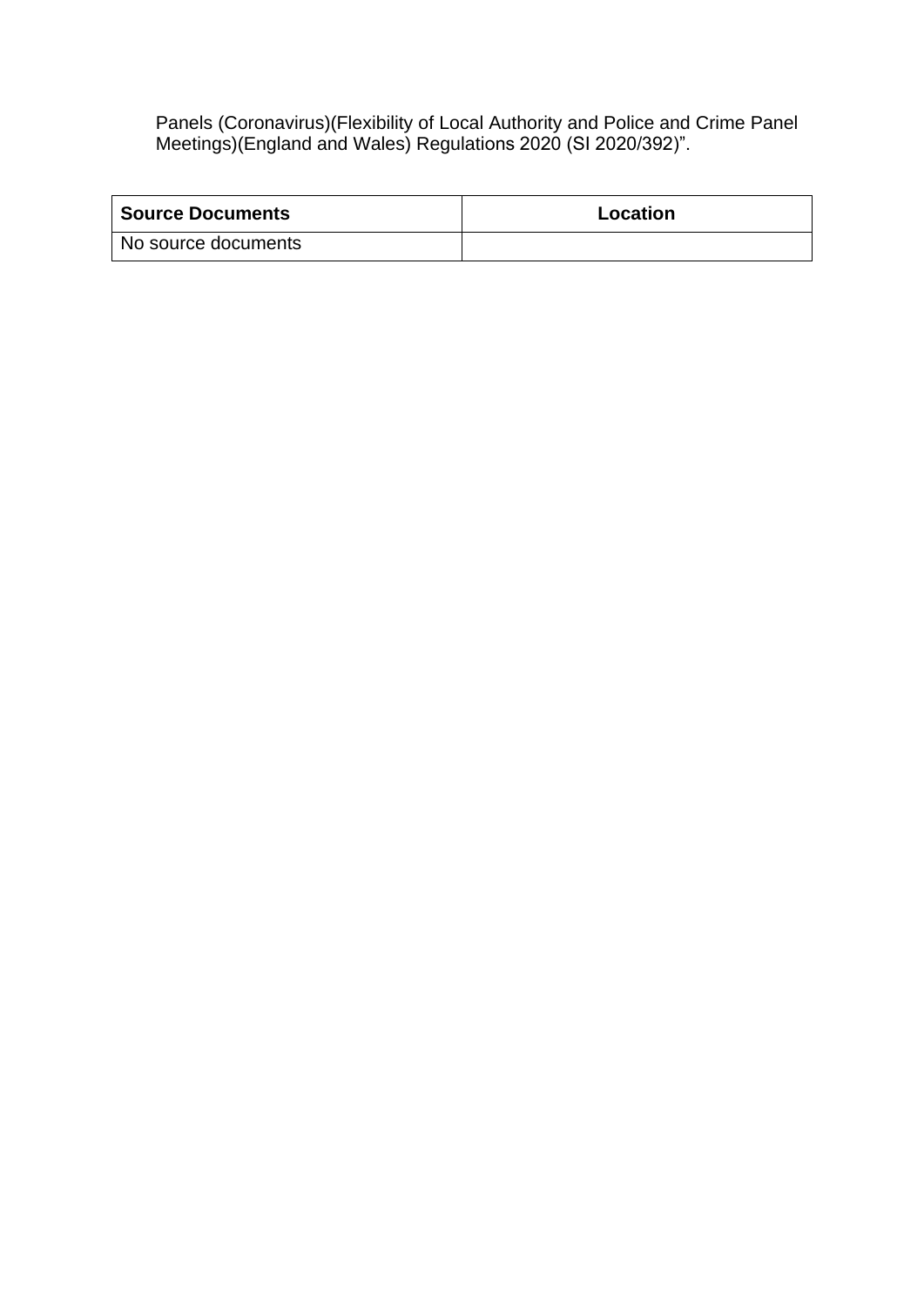Panels (Coronavirus)(Flexibility of Local Authority and Police and Crime Panel Meetings)(England and Wales) Regulations 2020 (SI 2020/392)".

| Source Documents | Location |
|---|---|
| No source documents | |